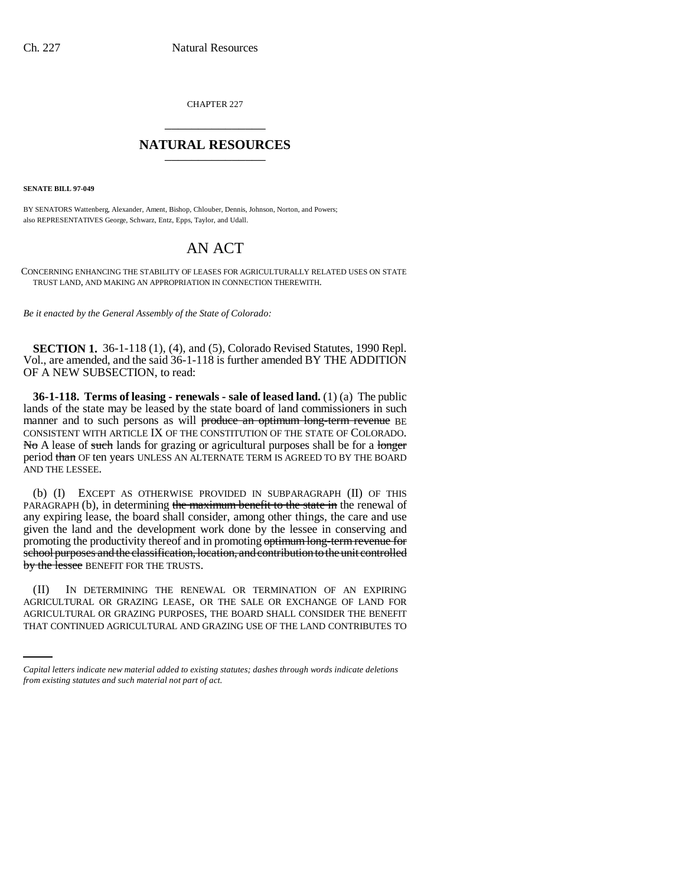CHAPTER 227

# NATURAL RESOURCES

**SENATE BILL 97-049**

BY SENATORS Wattenberg, Alexander, Ament, Bishop, Chlouber, Dennis, Johnson, Norton, and Powers; also REPRESENTATIVES George, Schwarz, Entz, Epps, Taylor, and Udall.

# AN ACT

CONCERNING ENHANCING THE STABILITY OF LEASES FOR AGRICULTURALLY RELATED USES ON STATE TRUST LAND, AND MAKING AN APPROPRIATION IN CONNECTION THEREWITH.

*Be it enacted by the General Assembly of the State of Colorado:*

**SECTION 1.** 36-1-118 (1), (4), and (5), Colorado Revised Statutes, 1990 Repl. Vol., are amended, and the said 36-1-118 is further amended BY THE ADDITION OF A NEW SUBSECTION, to read:

**36-1-118. Terms of leasing - renewals - sale of leased land.** (1) (a) The public lands of the state may be leased by the state board of land commissioners in such manner and to such persons as will ~~produce an optimum long-term revenue~~ BE CONSISTENT WITH ARTICLE IX OF THE CONSTITUTION OF THE STATE OF COLORADO. ~~No~~ A lease of ~~such~~ lands for grazing or agricultural purposes shall be for a ~~longer~~ period ~~than~~ OF ten years UNLESS AN ALTERNATE TERM IS AGREED TO BY THE BOARD AND THE LESSEE.

(b) (I) EXCEPT AS OTHERWISE PROVIDED IN SUBPARAGRAPH (II) OF THIS PARAGRAPH (b), in determining ~~the maximum benefit to the state in~~ the renewal of any expiring lease, the board shall consider, among other things, the care and use given the land and the development work done by the lessee in conserving and promoting the productivity thereof and in promoting ~~optimum long-term revenue for school purposes and the classification, location, and contribution to the unit controlled by the lessee~~ BENEFIT FOR THE TRUSTS.

(II) IN DETERMINING THE RENEWAL OR TERMINATION OF AN EXPIRING AGRICULTURAL OR GRAZING LEASE, OR THE SALE OR EXCHANGE OF LAND FOR AGRICULTURAL OR GRAZING PURPOSES, THE BOARD SHALL CONSIDER THE BENEFIT THAT CONTINUED AGRICULTURAL AND GRAZING USE OF THE LAND CONTRIBUTES TO

*Capital letters indicate new material added to existing statutes; dashes through words indicate deletions from existing statutes and such material not part of act.*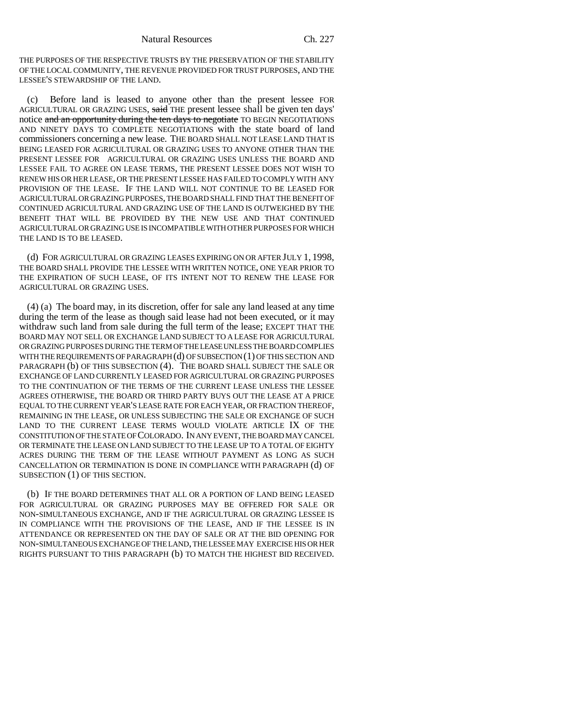THE PURPOSES OF THE RESPECTIVE TRUSTS BY THE PRESERVATION OF THE STABILITY OF THE LOCAL COMMUNITY, THE REVENUE PROVIDED FOR TRUST PURPOSES, AND THE LESSEE'S STEWARDSHIP OF THE LAND.

(c) Before land is leased to anyone other than the present lessee FOR AGRICULTURAL OR GRAZING USES, ~~said~~ THE present lessee shall be given ten days' notice ~~and an opportunity during the ten days to negotiate~~ TO BEGIN NEGOTIATIONS AND NINETY DAYS TO COMPLETE NEGOTIATIONS with the state board of land commissioners concerning a new lease. THE BOARD SHALL NOT LEASE LAND THAT IS BEING LEASED FOR AGRICULTURAL OR GRAZING USES TO ANYONE OTHER THAN THE PRESENT LESSEE FOR AGRICULTURAL OR GRAZING USES UNLESS THE BOARD AND LESSEE FAIL TO AGREE ON LEASE TERMS, THE PRESENT LESSEE DOES NOT WISH TO RENEW HIS OR HER LEASE, OR THE PRESENT LESSEE HAS FAILED TO COMPLY WITH ANY PROVISION OF THE LEASE. IF THE LAND WILL NOT CONTINUE TO BE LEASED FOR AGRICULTURAL OR GRAZING PURPOSES, THE BOARD SHALL FIND THAT THE BENEFIT OF CONTINUED AGRICULTURAL AND GRAZING USE OF THE LAND IS OUTWEIGHED BY THE BENEFIT THAT WILL BE PROVIDED BY THE NEW USE AND THAT CONTINUED AGRICULTURAL OR GRAZING USE IS INCOMPATIBLE WITH OTHER PURPOSES FOR WHICH THE LAND IS TO BE LEASED.

(d) FOR AGRICULTURAL OR GRAZING LEASES EXPIRING ON OR AFTER JULY 1, 1998, THE BOARD SHALL PROVIDE THE LESSEE WITH WRITTEN NOTICE, ONE YEAR PRIOR TO THE EXPIRATION OF SUCH LEASE, OF ITS INTENT NOT TO RENEW THE LEASE FOR AGRICULTURAL OR GRAZING USES.

(4) (a) The board may, in its discretion, offer for sale any land leased at any time during the term of the lease as though said lease had not been executed, or it may withdraw such land from sale during the full term of the lease; EXCEPT THAT THE BOARD MAY NOT SELL OR EXCHANGE LAND SUBJECT TO A LEASE FOR AGRICULTURAL OR GRAZING PURPOSES DURING THE TERM OF THE LEASE UNLESS THE BOARD COMPLIES WITH THE REQUIREMENTS OF PARAGRAPH (d) OF SUBSECTION (1) OF THIS SECTION AND PARAGRAPH (b) OF THIS SUBSECTION (4). THE BOARD SHALL SUBJECT THE SALE OR EXCHANGE OF LAND CURRENTLY LEASED FOR AGRICULTURAL OR GRAZING PURPOSES TO THE CONTINUATION OF THE TERMS OF THE CURRENT LEASE UNLESS THE LESSEE AGREES OTHERWISE, THE BOARD OR THIRD PARTY BUYS OUT THE LEASE AT A PRICE EQUAL TO THE CURRENT YEAR'S LEASE RATE FOR EACH YEAR, OR FRACTION THEREOF, REMAINING IN THE LEASE, OR UNLESS SUBJECTING THE SALE OR EXCHANGE OF SUCH LAND TO THE CURRENT LEASE TERMS WOULD VIOLATE ARTICLE IX OF THE CONSTITUTION OF THE STATE OF COLORADO. IN ANY EVENT, THE BOARD MAY CANCEL OR TERMINATE THE LEASE ON LAND SUBJECT TO THE LEASE UP TO A TOTAL OF EIGHTY ACRES DURING THE TERM OF THE LEASE WITHOUT PAYMENT AS LONG AS SUCH CANCELLATION OR TERMINATION IS DONE IN COMPLIANCE WITH PARAGRAPH (d) OF SUBSECTION (1) OF THIS SECTION.

(b) IF THE BOARD DETERMINES THAT ALL OR A PORTION OF LAND BEING LEASED FOR AGRICULTURAL OR GRAZING PURPOSES MAY BE OFFERED FOR SALE OR NON-SIMULTANEOUS EXCHANGE, AND IF THE AGRICULTURAL OR GRAZING LESSEE IS IN COMPLIANCE WITH THE PROVISIONS OF THE LEASE, AND IF THE LESSEE IS IN ATTENDANCE OR REPRESENTED ON THE DAY OF SALE OR AT THE BID OPENING FOR NON-SIMULTANEOUS EXCHANGE OF THE LAND, THE LESSEE MAY EXERCISE HIS OR HER RIGHTS PURSUANT TO THIS PARAGRAPH (b) TO MATCH THE HIGHEST BID RECEIVED.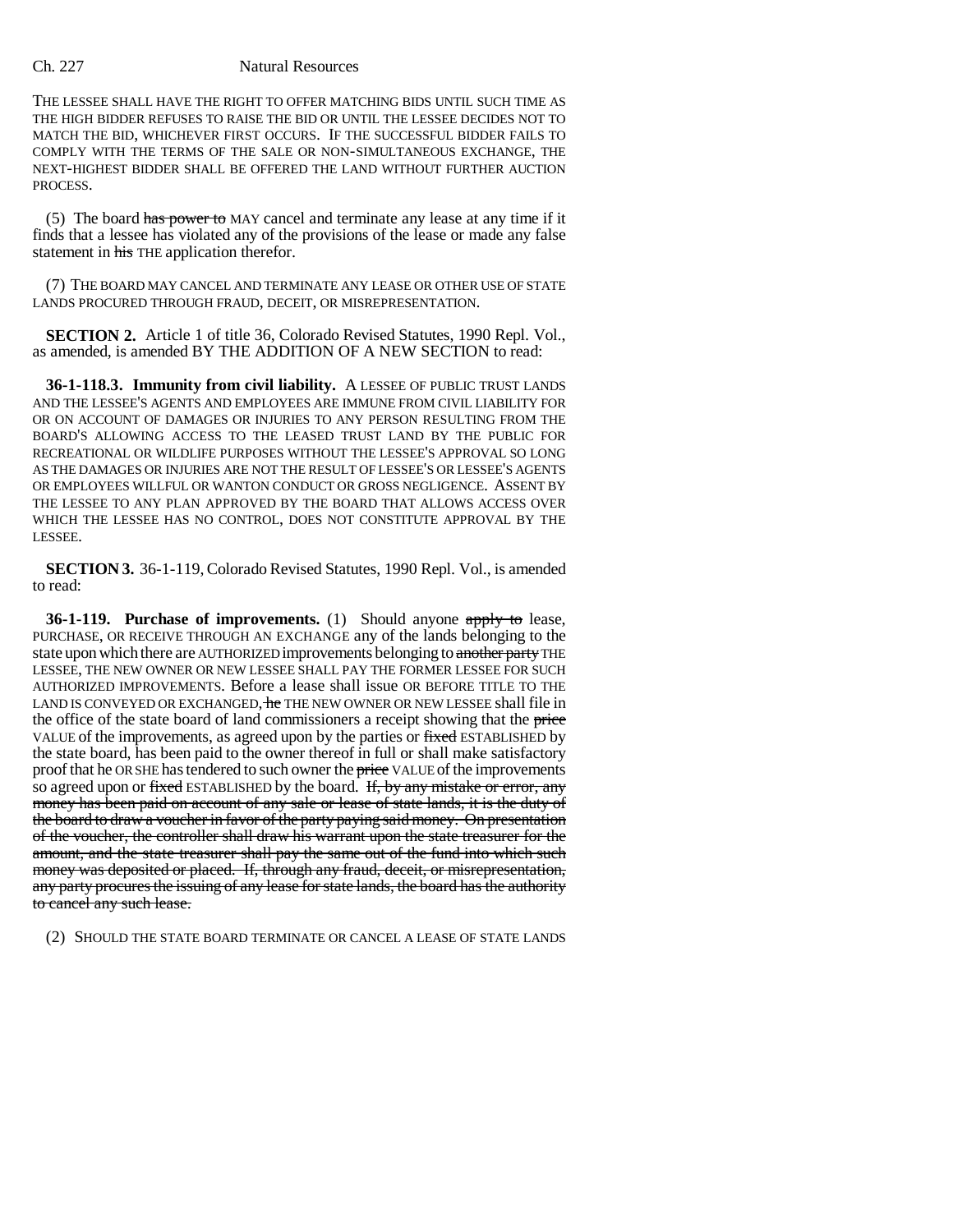THE LESSEE SHALL HAVE THE RIGHT TO OFFER MATCHING BIDS UNTIL SUCH TIME AS THE HIGH BIDDER REFUSES TO RAISE THE BID OR UNTIL THE LESSEE DECIDES NOT TO MATCH THE BID, WHICHEVER FIRST OCCURS. IF THE SUCCESSFUL BIDDER FAILS TO COMPLY WITH THE TERMS OF THE SALE OR NON-SIMULTANEOUS EXCHANGE, THE NEXT-HIGHEST BIDDER SHALL BE OFFERED THE LAND WITHOUT FURTHER AUCTION PROCESS.

(5) The board ~~has power to~~ MAY cancel and terminate any lease at any time if it finds that a lessee has violated any of the provisions of the lease or made any false statement in ~~his~~ THE application therefor.

(7) THE BOARD MAY CANCEL AND TERMINATE ANY LEASE OR OTHER USE OF STATE LANDS PROCURED THROUGH FRAUD, DECEIT, OR MISREPRESENTATION.

**SECTION 2.** Article 1 of title 36, Colorado Revised Statutes, 1990 Repl. Vol., as amended, is amended BY THE ADDITION OF A NEW SECTION to read:

**36-1-118.3. Immunity from civil liability.** A LESSEE OF PUBLIC TRUST LANDS AND THE LESSEE'S AGENTS AND EMPLOYEES ARE IMMUNE FROM CIVIL LIABILITY FOR OR ON ACCOUNT OF DAMAGES OR INJURIES TO ANY PERSON RESULTING FROM THE BOARD'S ALLOWING ACCESS TO THE LEASED TRUST LAND BY THE PUBLIC FOR RECREATIONAL OR WILDLIFE PURPOSES WITHOUT THE LESSEE'S APPROVAL SO LONG AS THE DAMAGES OR INJURIES ARE NOT THE RESULT OF LESSEE'S OR LESSEE'S AGENTS OR EMPLOYEES WILLFUL OR WANTON CONDUCT OR GROSS NEGLIGENCE. ASSENT BY THE LESSEE TO ANY PLAN APPROVED BY THE BOARD THAT ALLOWS ACCESS OVER WHICH THE LESSEE HAS NO CONTROL, DOES NOT CONSTITUTE APPROVAL BY THE LESSEE.

**SECTION 3.** 36-1-119, Colorado Revised Statutes, 1990 Repl. Vol., is amended to read:

**36-1-119. Purchase of improvements.** (1) Should anyone ~~apply to~~ lease, PURCHASE, OR RECEIVE THROUGH AN EXCHANGE any of the lands belonging to the state upon which there are AUTHORIZED improvements belonging to ~~another party~~ THE LESSEE, THE NEW OWNER OR NEW LESSEE SHALL PAY THE FORMER LESSEE FOR SUCH AUTHORIZED IMPROVEMENTS. Before a lease shall issue OR BEFORE TITLE TO THE LAND IS CONVEYED OR EXCHANGED, ~~he~~ THE NEW OWNER OR NEW LESSEE shall file in the office of the state board of land commissioners a receipt showing that the ~~price~~ VALUE of the improvements, as agreed upon by the parties or ~~fixed~~ ESTABLISHED by the state board, has been paid to the owner thereof in full or shall make satisfactory proof that he OR SHE has tendered to such owner the ~~price~~ VALUE of the improvements so agreed upon or ~~fixed~~ ESTABLISHED by the board. ~~If, by any mistake or error, any money has been paid on account of any sale or lease of state lands, it is the duty of the board to draw a voucher in favor of the party paying said money. On presentation of the voucher, the controller shall draw his warrant upon the state treasurer for the amount, and the state treasurer shall pay the same out of the fund into which such money was deposited or placed. If, through any fraud, deceit, or misrepresentation, any party procures the issuing of any lease for state lands, the board has the authority to cancel any such lease.~~

(2) SHOULD THE STATE BOARD TERMINATE OR CANCEL A LEASE OF STATE LANDS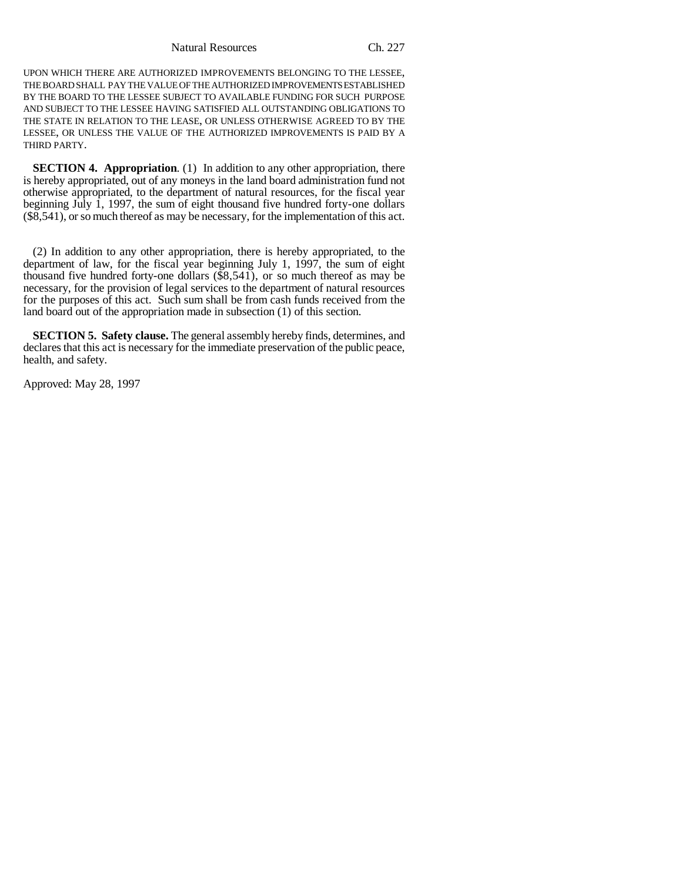UPON WHICH THERE ARE AUTHORIZED IMPROVEMENTS BELONGING TO THE LESSEE, THE BOARD SHALL PAY THE VALUE OF THE AUTHORIZED IMPROVEMENTS ESTABLISHED BY THE BOARD TO THE LESSEE SUBJECT TO AVAILABLE FUNDING FOR SUCH PURPOSE AND SUBJECT TO THE LESSEE HAVING SATISFIED ALL OUTSTANDING OBLIGATIONS TO THE STATE IN RELATION TO THE LEASE, OR UNLESS OTHERWISE AGREED TO BY THE LESSEE, OR UNLESS THE VALUE OF THE AUTHORIZED IMPROVEMENTS IS PAID BY A THIRD PARTY.

**SECTION 4. Appropriation**. (1) In addition to any other appropriation, there is hereby appropriated, out of any moneys in the land board administration fund not otherwise appropriated, to the department of natural resources, for the fiscal year beginning July 1, 1997, the sum of eight thousand five hundred forty-one dollars ($8,541), or so much thereof as may be necessary, for the implementation of this act.

(2) In addition to any other appropriation, there is hereby appropriated, to the department of law, for the fiscal year beginning July 1, 1997, the sum of eight thousand five hundred forty-one dollars ($8,541), or so much thereof as may be necessary, for the provision of legal services to the department of natural resources for the purposes of this act. Such sum shall be from cash funds received from the land board out of the appropriation made in subsection (1) of this section.

**SECTION 5. Safety clause.** The general assembly hereby finds, determines, and declares that this act is necessary for the immediate preservation of the public peace, health, and safety.

Approved: May 28, 1997